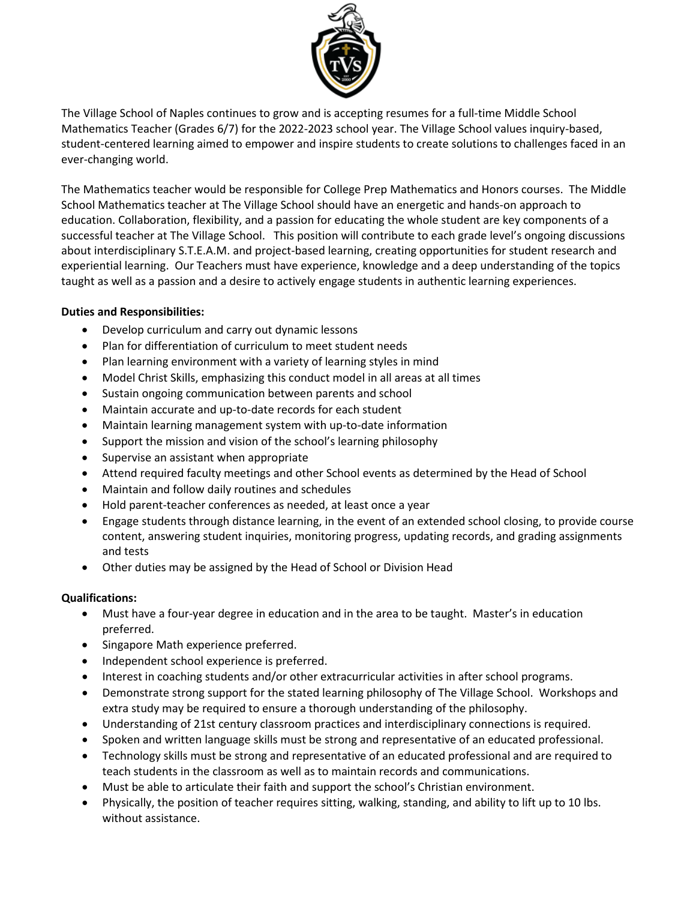The Village School of Naples continues to grow and is accepting resumes for a full-time Middle School Mathematics Teacher (Grades 6/7) for the 2022-2023 school year. The Village School values inquiry-based, student-centered learning aimed to empower and inspire students to create solutions to challenges faced in an ever-changing world.

The Mathematics teacher would be responsible for College Prep Mathematics and Honors courses. The Middle School Mathematics teacher at The Village School should have an energetic and hands-on approach to education. Collaboration, flexibility, and a passion for educating the whole student are key components of a successful teacher at The Village School. This position will contribute to each grade level's ongoing discussions about interdisciplinary S.T.E.A.M. and project-based learning, creating opportunities for student research and experiential learning. Our Teachers must have experience, knowledge and a deep understanding of the topics taught as well as a passion and a desire to actively engage students in authentic learning experiences.

**Duties and Responsibilities:**

- Develop curriculum and carry out dynamic lessons
- Plan for differentiation of curriculum to meet student needs
- Plan learning environment with a variety of learning styles in mind
- Model Christ Skills, emphasizing this conduct model in all areas at all times
- Sustain ongoing communication between parents and school
- Maintain accurate and up-to-date records for each student
- Maintain learning management system with up-to-date information
- Support the mission and vision of the school's learning philosophy
- Supervise an assistant when appropriate
- Attend required faculty meetings and other School events as determined by the Head of School
- Maintain and follow daily routines and schedules
- Hold parent-teacher conferences as needed, at least once a year
- Engage students through distance learning, in the event of an extended school closing, to provide course content, answering student inquiries, monitoring progress, updating records, and grading assignments and tests
- Other duties may be assigned by the Head of School or Division Head

**Qualifications:**

- Must have a four-year degree in education and in the area to be taught. Master's in education preferred.
- Singapore Math experience preferred.
- Independent school experience is preferred.
- Interest in coaching students and/or other extracurricular activities in after school programs.
- Demonstrate strong support for the stated learning philosophy of The Village School. Workshops and extra study may be required to ensure a thorough understanding of the philosophy.
- Understanding of 21st century classroom practices and interdisciplinary connections is required.
- Spoken and written language skills must be strong and representative of an educated professional.
- Technology skills must be strong and representative of an educated professional and are required to teach students in the classroom as well as to maintain records and communications.
- Must be able to articulate their faith and support the school's Christian environment.
- Physically, the position of teacher requires sitting, walking, standing, and ability to lift up to 10 lbs. without assistance.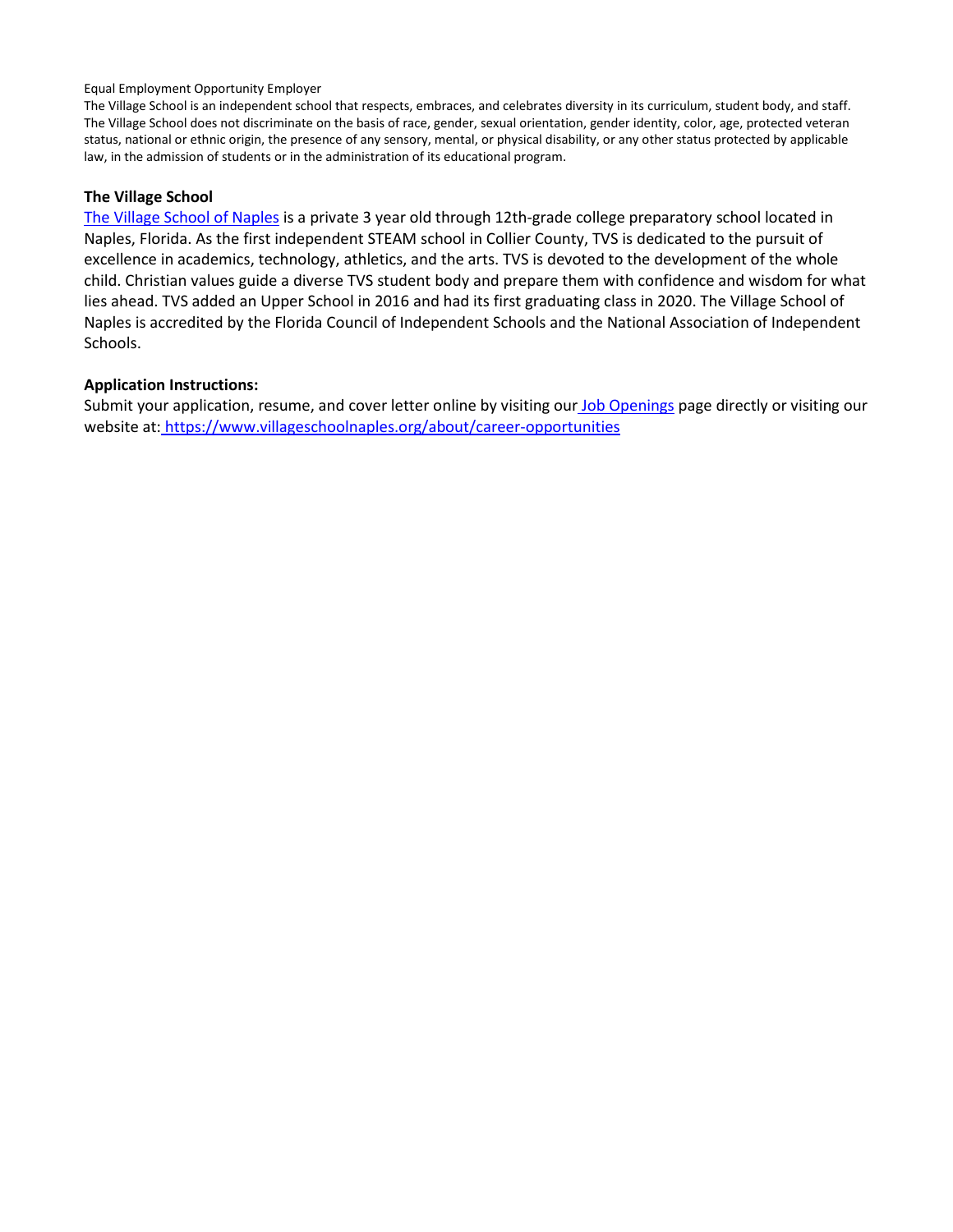Equal Employment Opportunity Employer

The Village School is an independent school that respects, embraces, and celebrates diversity in its curriculum, student body, and staff. The Village School does not discriminate on the basis of race, gender, sexual orientation, gender identity, color, age, protected veteran status, national or ethnic origin, the presence of any sensory, mental, or physical disability, or any other status protected by applicable law, in the admission of students or in the administration of its educational program.

**The Village School**

The Village School of Naples is a private 3 year old through 12th-grade college preparatory school located in Naples, Florida. As the first independent STEAM school in Collier County, TVS is dedicated to the pursuit of excellence in academics, technology, athletics, and the arts. TVS is devoted to the development of the whole child. Christian values guide a diverse TVS student body and prepare them with confidence and wisdom for what lies ahead. TVS added an Upper School in 2016 and had its first graduating class in 2020. The Village School of Naples is accredited by the Florida Council of Independent Schools and the National Association of Independent Schools.

**Application Instructions:**

Submit your application, resume, and cover letter online by visiting our Job Openings page directly or visiting our website at: https://www.villageschoolnaples.org/about/career-opportunities